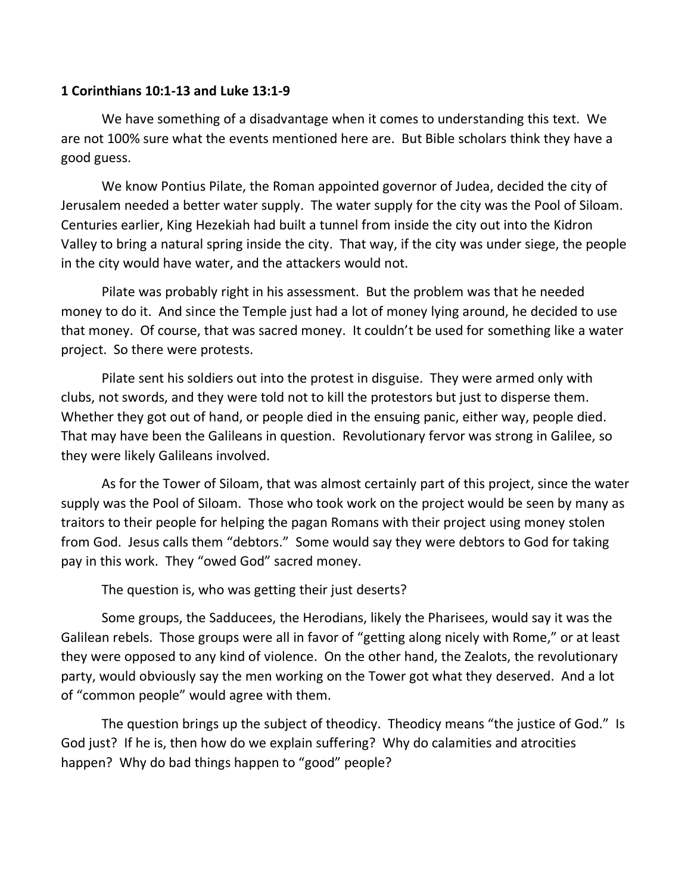**1 Corinthians 10:1-13 and Luke 13:1-9**

We have something of a disadvantage when it comes to understanding this text. We are not 100% sure what the events mentioned here are. But Bible scholars think they have a good guess.

We know Pontius Pilate, the Roman appointed governor of Judea, decided the city of Jerusalem needed a better water supply. The water supply for the city was the Pool of Siloam. Centuries earlier, King Hezekiah had built a tunnel from inside the city out into the Kidron Valley to bring a natural spring inside the city. That way, if the city was under siege, the people in the city would have water, and the attackers would not.

Pilate was probably right in his assessment. But the problem was that he needed money to do it. And since the Temple just had a lot of money lying around, he decided to use that money. Of course, that was sacred money. It couldn't be used for something like a water project. So there were protests.

Pilate sent his soldiers out into the protest in disguise. They were armed only with clubs, not swords, and they were told not to kill the protestors but just to disperse them. Whether they got out of hand, or people died in the ensuing panic, either way, people died. That may have been the Galileans in question. Revolutionary fervor was strong in Galilee, so they were likely Galileans involved.

As for the Tower of Siloam, that was almost certainly part of this project, since the water supply was the Pool of Siloam. Those who took work on the project would be seen by many as traitors to their people for helping the pagan Romans with their project using money stolen from God. Jesus calls them "debtors." Some would say they were debtors to God for taking pay in this work. They "owed God" sacred money.

The question is, who was getting their just deserts?

Some groups, the Sadducees, the Herodians, likely the Pharisees, would say it was the Galilean rebels. Those groups were all in favor of "getting along nicely with Rome," or at least they were opposed to any kind of violence. On the other hand, the Zealots, the revolutionary party, would obviously say the men working on the Tower got what they deserved. And a lot of "common people" would agree with them.

The question brings up the subject of theodicy. Theodicy means "the justice of God." Is God just? If he is, then how do we explain suffering? Why do calamities and atrocities happen? Why do bad things happen to "good" people?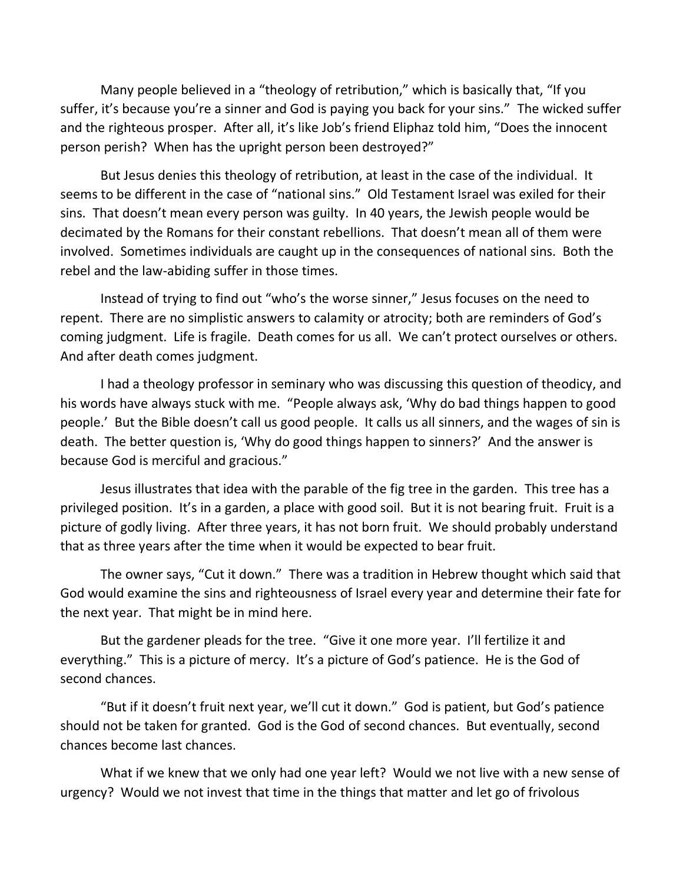Many people believed in a "theology of retribution," which is basically that, "If you suffer, it's because you're a sinner and God is paying you back for your sins." The wicked suffer and the righteous prosper. After all, it's like Job's friend Eliphaz told him, "Does the innocent person perish? When has the upright person been destroyed?"

But Jesus denies this theology of retribution, at least in the case of the individual. It seems to be different in the case of "national sins." Old Testament Israel was exiled for their sins. That doesn't mean every person was guilty. In 40 years, the Jewish people would be decimated by the Romans for their constant rebellions. That doesn't mean all of them were involved. Sometimes individuals are caught up in the consequences of national sins. Both the rebel and the law-abiding suffer in those times.

Instead of trying to find out "who's the worse sinner," Jesus focuses on the need to repent. There are no simplistic answers to calamity or atrocity; both are reminders of God's coming judgment. Life is fragile. Death comes for us all. We can't protect ourselves or others. And after death comes judgment.

I had a theology professor in seminary who was discussing this question of theodicy, and his words have always stuck with me. "People always ask, 'Why do bad things happen to good people.' But the Bible doesn't call us good people. It calls us all sinners, and the wages of sin is death. The better question is, 'Why do good things happen to sinners?' And the answer is because God is merciful and gracious."

Jesus illustrates that idea with the parable of the fig tree in the garden. This tree has a privileged position. It's in a garden, a place with good soil. But it is not bearing fruit. Fruit is a picture of godly living. After three years, it has not born fruit. We should probably understand that as three years after the time when it would be expected to bear fruit.

The owner says, "Cut it down." There was a tradition in Hebrew thought which said that God would examine the sins and righteousness of Israel every year and determine their fate for the next year. That might be in mind here.

But the gardener pleads for the tree. "Give it one more year. I'll fertilize it and everything." This is a picture of mercy. It's a picture of God's patience. He is the God of second chances.

"But if it doesn't fruit next year, we'll cut it down." God is patient, but God's patience should not be taken for granted. God is the God of second chances. But eventually, second chances become last chances.

What if we knew that we only had one year left? Would we not live with a new sense of urgency? Would we not invest that time in the things that matter and let go of frivolous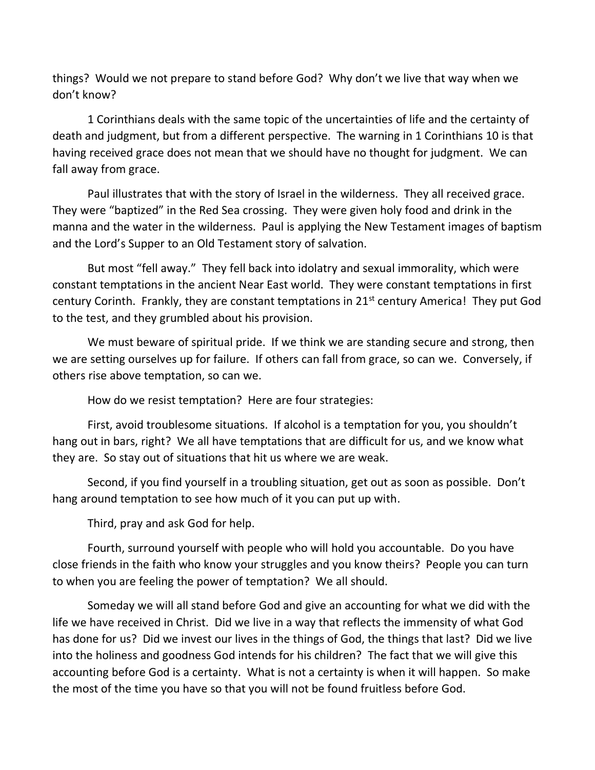things? Would we not prepare to stand before God? Why don't we live that way when we don't know?

1 Corinthians deals with the same topic of the uncertainties of life and the certainty of death and judgment, but from a different perspective. The warning in 1 Corinthians 10 is that having received grace does not mean that we should have no thought for judgment. We can fall away from grace.

Paul illustrates that with the story of Israel in the wilderness. They all received grace. They were "baptized" in the Red Sea crossing. They were given holy food and drink in the manna and the water in the wilderness. Paul is applying the New Testament images of baptism and the Lord's Supper to an Old Testament story of salvation.

But most "fell away." They fell back into idolatry and sexual immorality, which were constant temptations in the ancient Near East world. They were constant temptations in first century Corinth. Frankly, they are constant temptations in 21st century America! They put God to the test, and they grumbled about his provision.

We must beware of spiritual pride. If we think we are standing secure and strong, then we are setting ourselves up for failure. If others can fall from grace, so can we. Conversely, if others rise above temptation, so can we.

How do we resist temptation? Here are four strategies:

First, avoid troublesome situations. If alcohol is a temptation for you, you shouldn't hang out in bars, right? We all have temptations that are difficult for us, and we know what they are. So stay out of situations that hit us where we are weak.

Second, if you find yourself in a troubling situation, get out as soon as possible. Don't hang around temptation to see how much of it you can put up with.

Third, pray and ask God for help.

Fourth, surround yourself with people who will hold you accountable. Do you have close friends in the faith who know your struggles and you know theirs? People you can turn to when you are feeling the power of temptation? We all should.

Someday we will all stand before God and give an accounting for what we did with the life we have received in Christ. Did we live in a way that reflects the immensity of what God has done for us? Did we invest our lives in the things of God, the things that last? Did we live into the holiness and goodness God intends for his children? The fact that we will give this accounting before God is a certainty. What is not a certainty is when it will happen. So make the most of the time you have so that you will not be found fruitless before God.